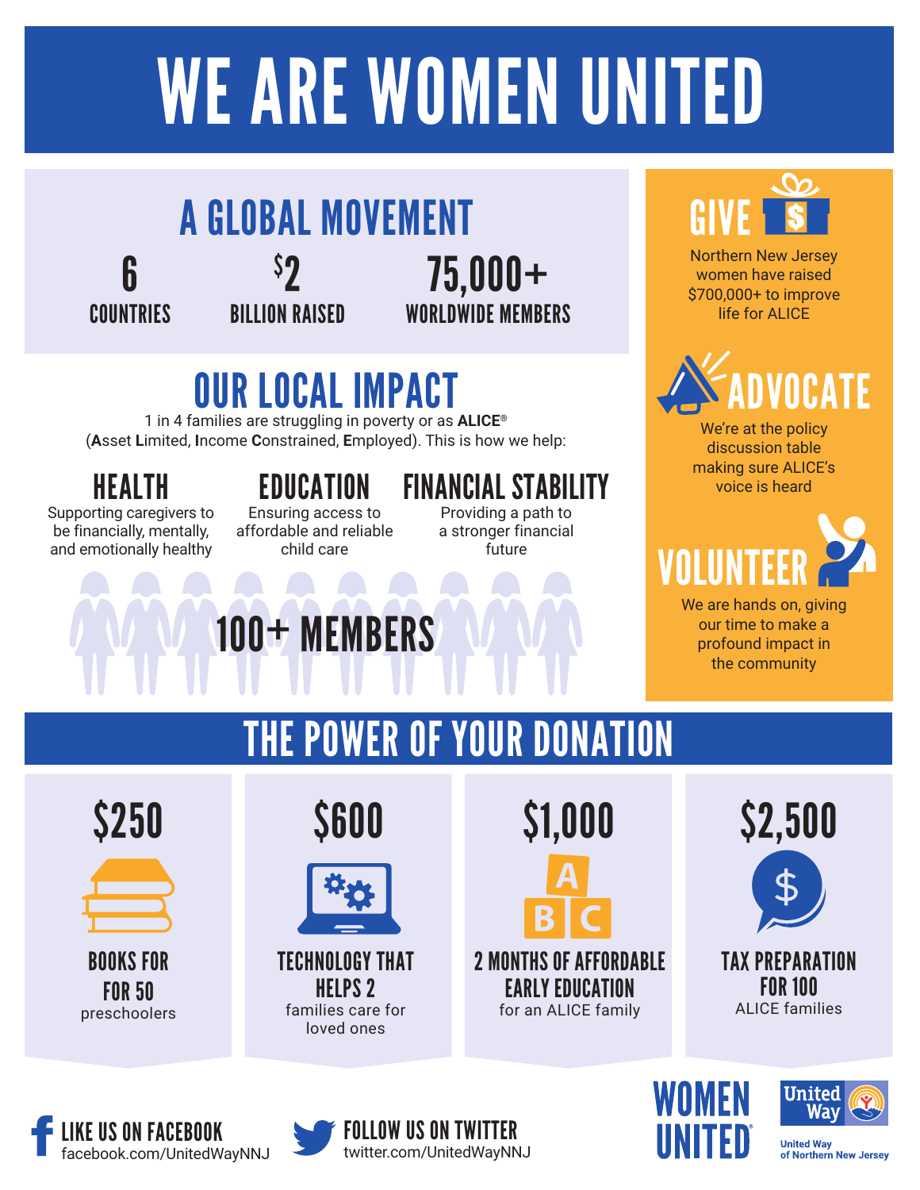# WE ARE WOMEN UNITED

## A GLOBAL MOVEMENT

**6**
COUNTRIES

**$2**
BILLION RAISED

**75,000+**
WORLDWIDE MEMBERS

## OUR LOCAL IMPACT

1 in 4 families are struggling in poverty or as **ALICE**®
(**A**sset **L**imited, **I**ncome **C**onstrained, **E**mployed). This is how we help:

### HEALTH
Supporting caregivers to be financially, mentally, and emotionally healthy

### EDUCATION
Ensuring access to affordable and reliable child care

### FINANCIAL STABILITY
Providing a path to a stronger financial future

**100+ MEMBERS**

## GIVE
Northern New Jersey women have raised $700,000+ to improve life for ALICE

## ADVOCATE
We're at the policy discussion table making sure ALICE's voice is heard

## VOLUNTEER
We are hands on, giving our time to make a profound impact in the community

## THE POWER OF YOUR DONATION

**$250**
BOOKS FOR 50 preschoolers

**$600**
TECHNOLOGY THAT HELPS 2 families care for loved ones

**$1,000**
2 MONTHS OF AFFORDABLE EARLY EDUCATION for an ALICE family

**$2,500**
TAX PREPARATION FOR 100 ALICE families

LIKE US ON FACEBOOK
facebook.com/UnitedWayNNJ

FOLLOW US ON TWITTER
twitter.com/UnitedWayNNJ

WOMEN UNITED®

United Way
United Way of Northern New Jersey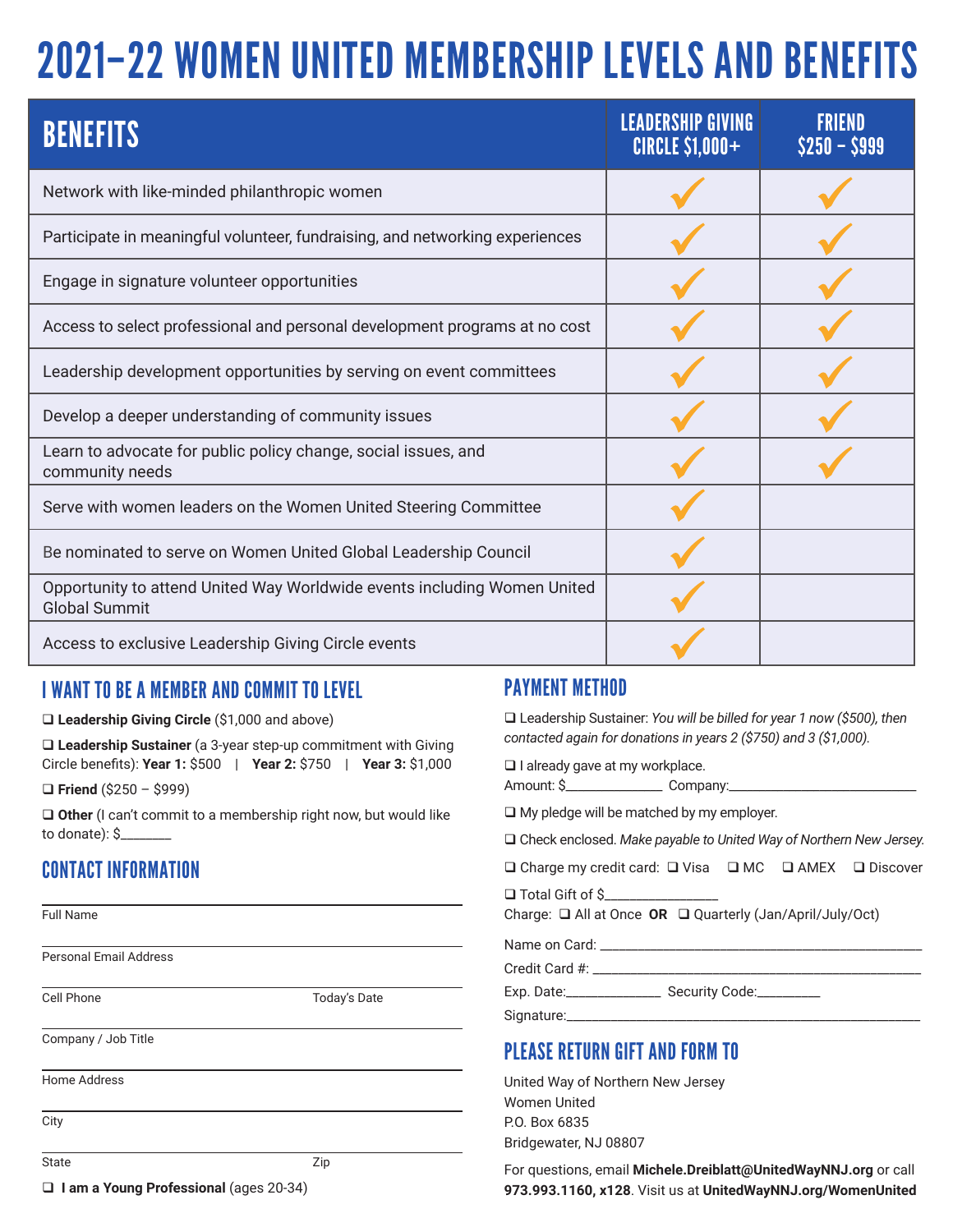# 2021–22 WOMEN UNITED MEMBERSHIP LEVELS AND BENEFITS

| BENEFITS | LEADERSHIP GIVING CIRCLE $1,000+ | FRIEND $250 – $999 |
|---|---|---|
| Network with like-minded philanthropic women | ✓ | ✓ |
| Participate in meaningful volunteer, fundraising, and networking experiences | ✓ | ✓ |
| Engage in signature volunteer opportunities | ✓ | ✓ |
| Access to select professional and personal development programs at no cost | ✓ | ✓ |
| Leadership development opportunities by serving on event committees | ✓ | ✓ |
| Develop a deeper understanding of community issues | ✓ | ✓ |
| Learn to advocate for public policy change, social issues, and community needs | ✓ | ✓ |
| Serve with women leaders on the Women United Steering Committee | ✓ | |
| Be nominated to serve on Women United Global Leadership Council | ✓ | |
| Opportunity to attend United Way Worldwide events including Women United Global Summit | ✓ | |
| Access to exclusive Leadership Giving Circle events | ✓ | |

## I WANT TO BE A MEMBER AND COMMIT TO LEVEL

❑ **Leadership Giving Circle** ($1,000 and above)

❑ **Leadership Sustainer** (a 3-year step-up commitment with Giving Circle benefits): **Year 1:** $500 | **Year 2:** $750 | **Year 3:** $1,000

❑ **Friend** ($250 – $999)

❑ **Other** (I can't commit to a membership right now, but would like to donate): $________

## CONTACT INFORMATION

Full Name

Personal Email Address

Cell Phone Today's Date

Company / Job Title

Home Address

City

State Zip

❑ **I am a Young Professional** (ages 20-34)

## PAYMENT METHOD

❑ Leadership Sustainer: *You will be billed for year 1 now ($500), then contacted again for donations in years 2 ($750) and 3 ($1,000).*

❑ I already gave at my workplace.
Amount: $______________ Company:___________________________

❑ My pledge will be matched by my employer.

❑ Check enclosed. *Make payable to United Way of Northern New Jersey.*

❑ Charge my credit card: ❑ Visa ❑ MC ❑ AMEX ❑ Discover

❑ Total Gift of $________________
Charge: ❑ All at Once **OR** ❑ Quarterly (Jan/April/July/Oct)

Name on Card: _______________________________________________

Credit Card #: _______________________________________________

Exp. Date:______________ Security Code:_________

Signature:___________________________________________________

## PLEASE RETURN GIFT AND FORM TO

United Way of Northern New Jersey
Women United
P.O. Box 6835
Bridgewater, NJ 08807

For questions, email **Michele.Dreiblatt@UnitedWayNNJ.org** or call **973.993.1160, x128**. Visit us at **UnitedWayNNJ.org/WomenUnited**